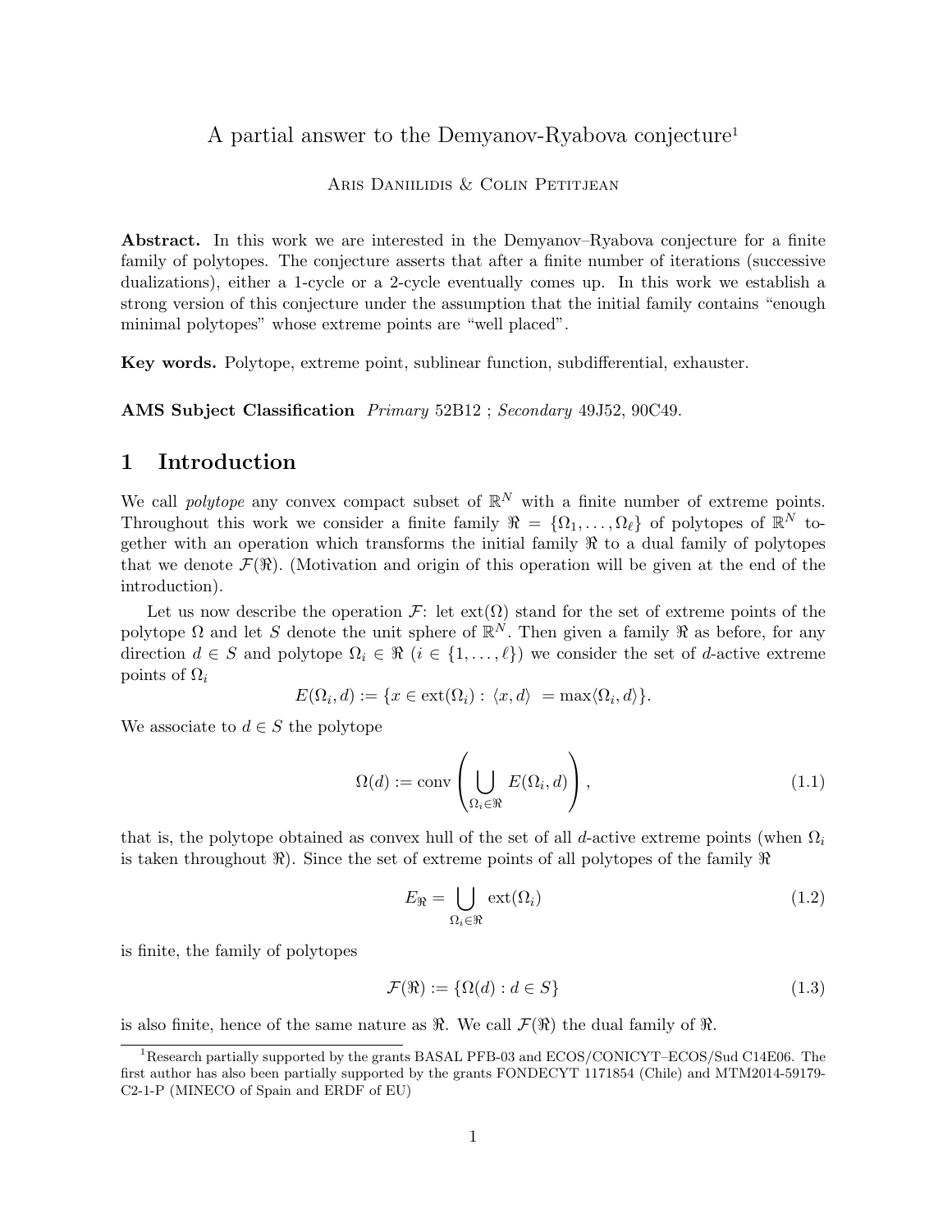# A partial answer to the Demyanov-Ryabova conjecture[1]

Aris Daniilidis & Colin Petitjean

**Abstract.** In this work we are interested in the Demyanov–Ryabova conjecture for a finite family of polytopes. The conjecture asserts that after a finite number of iterations (successive dualizations), either a 1-cycle or a 2-cycle eventually comes up. In this work we establish a strong version of this conjecture under the assumption that the initial family contains "enough minimal polytopes" whose extreme points are "well placed".

**Key words.** Polytope, extreme point, sublinear function, subdifferential, exhauster.

**AMS Subject Classification** *Primary* 52B12 ; *Secondary* 49J52, 90C49.

## 1 Introduction

We call *polytope* any convex compact subset of $\mathbb{R}^N$ with a finite number of extreme points. Throughout this work we consider a finite family $\Re = \{\Omega_1, \ldots, \Omega_\ell\}$ of polytopes of $\mathbb{R}^N$ together with an operation which transforms the initial family $\Re$ to a dual family of polytopes that we denote $\mathcal{F}(\Re)$. (Motivation and origin of this operation will be given at the end of the introduction).

Let us now describe the operation $\mathcal{F}$: let $\text{ext}(\Omega)$ stand for the set of extreme points of the polytope $\Omega$ and let $S$ denote the unit sphere of $\mathbb{R}^N$. Then given a family $\Re$ as before, for any direction $d \in S$ and polytope $\Omega_i \in \Re$ ($i \in \{1, \ldots, \ell\}$) we consider the set of $d$-active extreme points of $\Omega_i$

$$E(\Omega_i, d) := \{x \in \text{ext}(\Omega_i) : \langle x, d \rangle = \max \langle \Omega_i, d \rangle\}.$$

We associate to $d \in S$ the polytope

$$\Omega(d) := \text{conv}\left( \bigcup_{\Omega_i \in \Re} E(\Omega_i, d) \right), \tag{1.1}$$

that is, the polytope obtained as convex hull of the set of all $d$-active extreme points (when $\Omega_i$ is taken throughout $\Re$). Since the set of extreme points of all polytopes of the family $\Re$

$$E_\Re = \bigcup_{\Omega_i \in \Re} \text{ext}(\Omega_i) \tag{1.2}$$

is finite, the family of polytopes

$$\mathcal{F}(\Re) := \{\Omega(d) : d \in S\} \tag{1.3}$$

is also finite, hence of the same nature as $\Re$. We call $\mathcal{F}(\Re)$ the dual family of $\Re$.

[1] Research partially supported by the grants BASAL PFB-03 and ECOS/CONICYT–ECOS/Sud C14E06. The first author has also been partially supported by the grants FONDECYT 1171854 (Chile) and MTM2014-59179-C2-1-P (MINECO of Spain and ERDF of EU)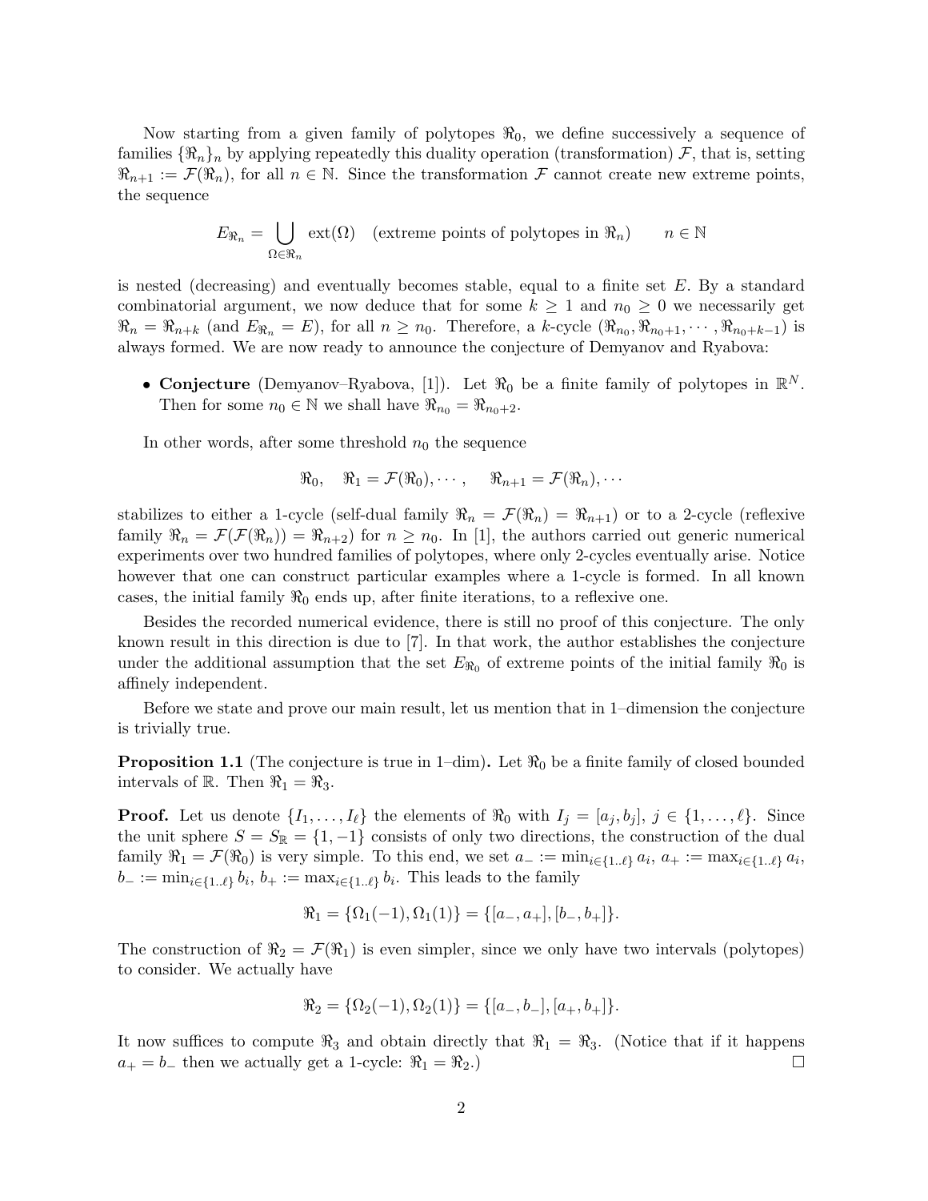Now starting from a given family of polytopes $\Re_0$, we define successively a sequence of families $\{\Re_n\}_n$ by applying repeatedly this duality operation (transformation) $\mathcal{F}$, that is, setting $\Re_{n+1} := \mathcal{F}(\Re_n)$, for all $n \in \mathbb{N}$. Since the transformation $\mathcal{F}$ cannot create new extreme points, the sequence

$$E_{\Re_n} = \bigcup_{\Omega \in \Re_n} \mathrm{ext}(\Omega) \quad \text{(extreme points of polytopes in } \Re_n) \qquad n \in \mathbb{N}$$

is nested (decreasing) and eventually becomes stable, equal to a finite set $E$. By a standard combinatorial argument, we now deduce that for some $k \geq 1$ and $n_0 \geq 0$ we necessarily get $\Re_n = \Re_{n+k}$ (and $E_{\Re_n} = E$), for all $n \geq n_0$. Therefore, a $k$-cycle $(\Re_{n_0}, \Re_{n_0+1}, \cdots, \Re_{n_0+k-1})$ is always formed. We are now ready to announce the conjecture of Demyanov and Ryabova:

- **Conjecture** (Demyanov–Ryabova, [1]). Let $\Re_0$ be a finite family of polytopes in $\mathbb{R}^N$. Then for some $n_0 \in \mathbb{N}$ we shall have $\Re_{n_0} = \Re_{n_0+2}$.

In other words, after some threshold $n_0$ the sequence

$$\Re_0, \quad \Re_1 = \mathcal{F}(\Re_0), \cdots, \quad \Re_{n+1} = \mathcal{F}(\Re_n), \cdots$$

stabilizes to either a 1-cycle (self-dual family $\Re_n = \mathcal{F}(\Re_n) = \Re_{n+1}$) or to a 2-cycle (reflexive family $\Re_n = \mathcal{F}(\mathcal{F}(\Re_n)) = \Re_{n+2}$) for $n \geq n_0$. In [1], the authors carried out generic numerical experiments over two hundred families of polytopes, where only 2-cycles eventually arise. Notice however that one can construct particular examples where a 1-cycle is formed. In all known cases, the initial family $\Re_0$ ends up, after finite iterations, to a reflexive one.

Besides the recorded numerical evidence, there is still no proof of this conjecture. The only known result in this direction is due to [7]. In that work, the author establishes the conjecture under the additional assumption that the set $E_{\Re_0}$ of extreme points of the initial family $\Re_0$ is affinely independent.

Before we state and prove our main result, let us mention that in 1–dimension the conjecture is trivially true.

**Proposition 1.1** (The conjecture is true in 1–dim)**.** Let $\Re_0$ be a finite family of closed bounded intervals of $\mathbb{R}$. Then $\Re_1 = \Re_3$.

**Proof.** Let us denote $\{I_1, \ldots, I_\ell\}$ the elements of $\Re_0$ with $I_j = [a_j, b_j]$, $j \in \{1, \ldots, \ell\}$. Since the unit sphere $S = S_{\mathbb{R}} = \{1, -1\}$ consists of only two directions, the construction of the dual family $\Re_1 = \mathcal{F}(\Re_0)$ is very simple. To this end, we set $a_- := \min_{i \in \{1..\ell\}} a_i$, $a_+ := \max_{i \in \{1..\ell\}} a_i$, $b_- := \min_{i \in \{1..\ell\}} b_i$, $b_+ := \max_{i \in \{1..\ell\}} b_i$. This leads to the family

$$\Re_1 = \{\Omega_1(-1), \Omega_1(1)\} = \{[a_-, a_+], [b_-, b_+]\}.$$

The construction of $\Re_2 = \mathcal{F}(\Re_1)$ is even simpler, since we only have two intervals (polytopes) to consider. We actually have

$$\Re_2 = \{\Omega_2(-1), \Omega_2(1)\} = \{[a_-, b_-], [a_+, b_+]\}.$$

It now suffices to compute $\Re_3$ and obtain directly that $\Re_1 = \Re_3$. (Notice that if it happens $a_+ = b_-$ then we actually get a 1-cycle: $\Re_1 = \Re_2$.) $\square$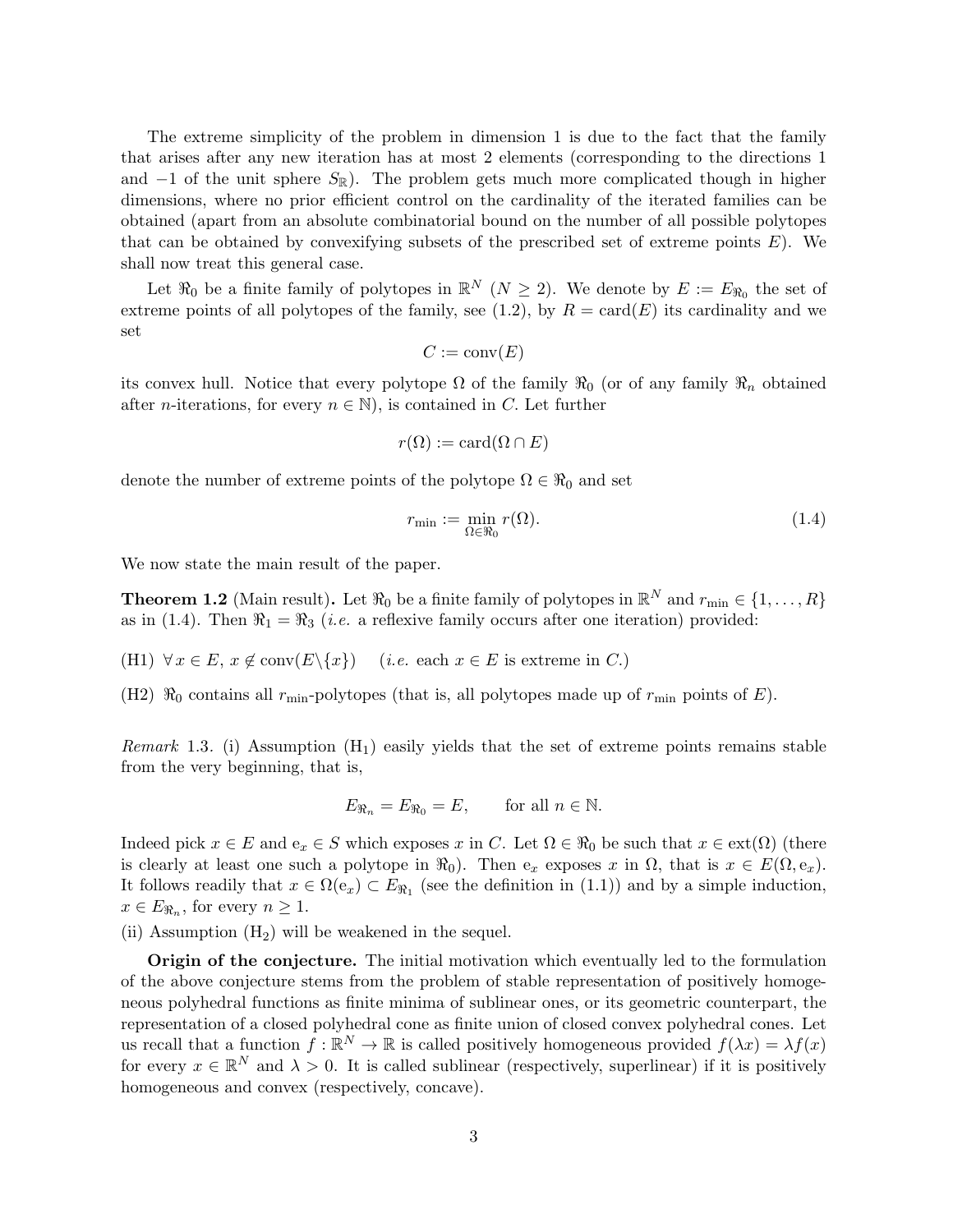The extreme simplicity of the problem in dimension 1 is due to the fact that the family that arises after any new iteration has at most 2 elements (corresponding to the directions 1 and $-1$ of the unit sphere $S_{\mathbb{R}}$). The problem gets much more complicated though in higher dimensions, where no prior efficient control on the cardinality of the iterated families can be obtained (apart from an absolute combinatorial bound on the number of all possible polytopes that can be obtained by convexifying subsets of the prescribed set of extreme points $E$). We shall now treat this general case.

Let $\mathfrak{R}_0$ be a finite family of polytopes in $\mathbb{R}^N$ ($N \geq 2$). We denote by $E := E_{\mathfrak{R}_0}$ the set of extreme points of all polytopes of the family, see (1.2), by $R = \mathrm{card}(E)$ its cardinality and we set

$$C := \mathrm{conv}(E)$$

its convex hull. Notice that every polytope $\Omega$ of the family $\mathfrak{R}_0$ (or of any family $\mathfrak{R}_n$ obtained after $n$-iterations, for every $n \in \mathbb{N}$), is contained in $C$. Let further

$$r(\Omega) := \mathrm{card}(\Omega \cap E)$$

denote the number of extreme points of the polytope $\Omega \in \mathfrak{R}_0$ and set

$$r_{\min} := \min_{\Omega \in \mathfrak{R}_0} r(\Omega). \tag{1.4}$$

We now state the main result of the paper.

**Theorem 1.2** (Main result)**.** Let $\mathfrak{R}_0$ be a finite family of polytopes in $\mathbb{R}^N$ and $r_{\min} \in \{1, \ldots, R\}$ as in (1.4). Then $\mathfrak{R}_1 = \mathfrak{R}_3$ (*i.e.* a reflexive family occurs after one iteration) provided:

(H1) $\forall\, x \in E,\ x \notin \mathrm{conv}(E \backslash \{x\})$ $\quad$ (*i.e.* each $x \in E$ is extreme in $C$.)

(H2) $\mathfrak{R}_0$ contains all $r_{\min}$-polytopes (that is, all polytopes made up of $r_{\min}$ points of $E$).

*Remark* 1.3. (i) Assumption ($\mathrm{H}_1$) easily yields that the set of extreme points remains stable from the very beginning, that is,

$$E_{\mathfrak{R}_n} = E_{\mathfrak{R}_0} = E, \qquad \text{for all } n \in \mathbb{N}.$$

Indeed pick $x \in E$ and $\mathrm{e}_x \in S$ which exposes $x$ in $C$. Let $\Omega \in \mathfrak{R}_0$ be such that $x \in \mathrm{ext}(\Omega)$ (there is clearly at least one such a polytope in $\mathfrak{R}_0$). Then $\mathrm{e}_x$ exposes $x$ in $\Omega$, that is $x \in E(\Omega, \mathrm{e}_x)$. It follows readily that $x \in \Omega(\mathrm{e}_x) \subset E_{\mathfrak{R}_1}$ (see the definition in (1.1)) and by a simple induction, $x \in E_{\mathfrak{R}_n}$, for every $n \geq 1$.

(ii) Assumption ($\mathrm{H}_2$) will be weakened in the sequel.

**Origin of the conjecture.** The initial motivation which eventually led to the formulation of the above conjecture stems from the problem of stable representation of positively homogeneous polyhedral functions as finite minima of sublinear ones, or its geometric counterpart, the representation of a closed polyhedral cone as finite union of closed convex polyhedral cones. Let us recall that a function $f : \mathbb{R}^N \to \mathbb{R}$ is called positively homogeneous provided $f(\lambda x) = \lambda f(x)$ for every $x \in \mathbb{R}^N$ and $\lambda > 0$. It is called sublinear (respectively, superlinear) if it is positively homogeneous and convex (respectively, concave).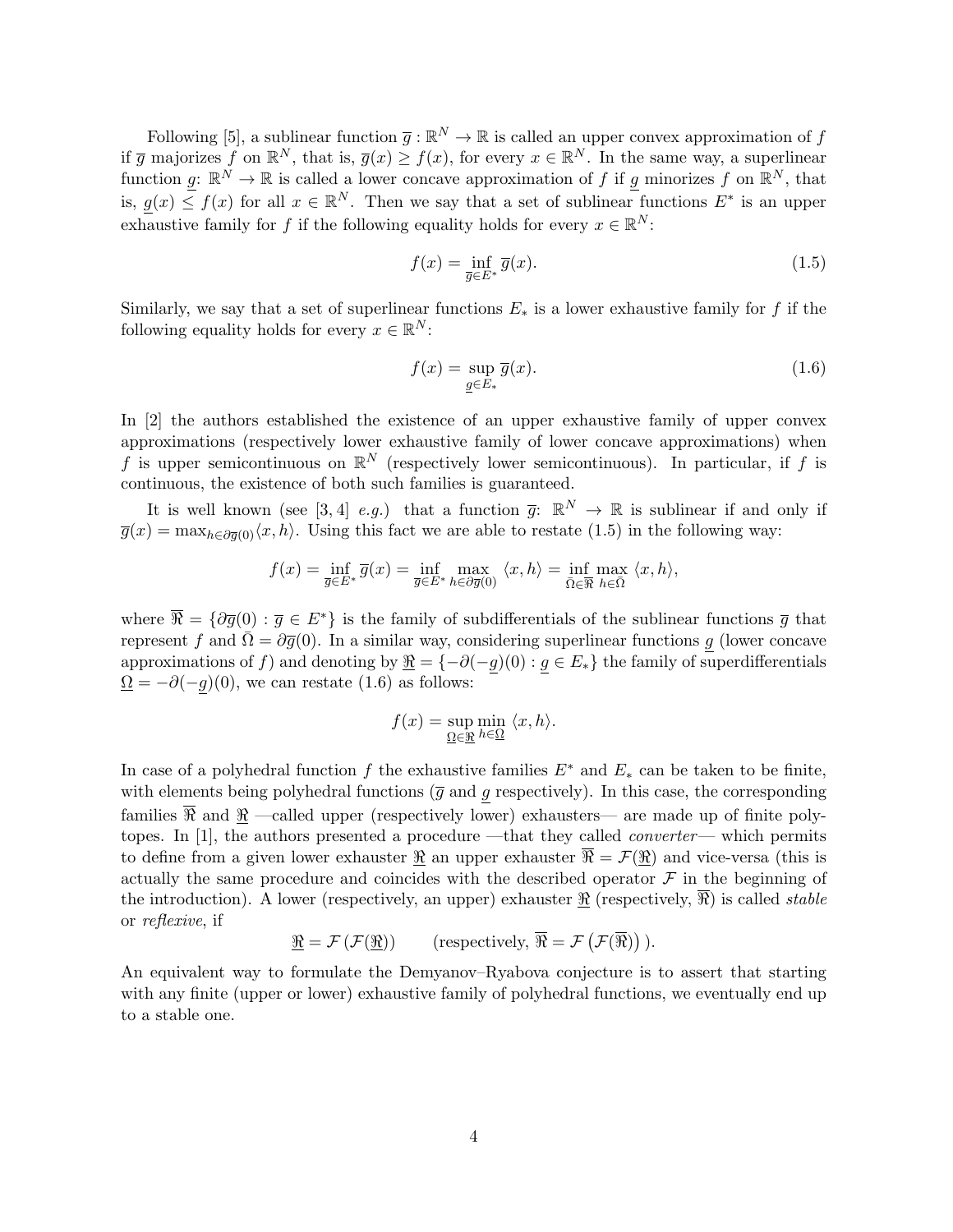Following [5], a sublinear function $\overline{g}:\mathbb{R}^N\to\mathbb{R}$ is called an upper convex approximation of $f$ if $\overline{g}$ majorizes $f$ on $\mathbb{R}^N$, that is, $\overline{g}(x)\geq f(x)$, for every $x\in\mathbb{R}^N$. In the same way, a superlinear function $\underline{g}$: $\mathbb{R}^N\to\mathbb{R}$ is called a lower concave approximation of $f$ if $\underline{g}$ minorizes $f$ on $\mathbb{R}^N$, that is, $\underline{g}(x)\leq f(x)$ for all $x\in\mathbb{R}^N$. Then we say that a set of sublinear functions $E^*$ is an upper exhaustive family for $f$ if the following equality holds for every $x\in\mathbb{R}^N$:

$$f(x)=\inf_{\overline{g}\in E^*}\overline{g}(x). \tag{1.5}$$

Similarly, we say that a set of superlinear functions $E_*$ is a lower exhaustive family for $f$ if the following equality holds for every $x\in\mathbb{R}^N$:

$$f(x)=\sup_{\underline{g}\in E_*}\overline{g}(x). \tag{1.6}$$

In [2] the authors established the existence of an upper exhaustive family of upper convex approximations (respectively lower exhaustive family of lower concave approximations) when $f$ is upper semicontinuous on $\mathbb{R}^N$ (respectively lower semicontinuous). In particular, if $f$ is continuous, the existence of both such families is guaranteed.

It is well known (see [3, 4] *e.g.*) that a function $\overline{g}$: $\mathbb{R}^N\to\mathbb{R}$ is sublinear if and only if $\overline{g}(x)=\max_{h\in\partial\overline{g}(0)}\langle x,h\rangle$. Using this fact we are able to restate (1.5) in the following way:

$$f(x)=\inf_{\overline{g}\in E^*}\overline{g}(x)=\inf_{\overline{g}\in E^*}\max_{h\in\partial\overline{g}(0)}\langle x,h\rangle=\inf_{\bar{\Omega}\in\overline{\mathfrak{R}}}\max_{h\in\bar{\Omega}}\langle x,h\rangle,$$

where $\overline{\mathfrak{R}}=\{\partial\overline{g}(0):\overline{g}\in E^*\}$ is the family of subdifferentials of the sublinear functions $\overline{g}$ that represent $f$ and $\bar{\Omega}=\partial\overline{g}(0)$. In a similar way, considering superlinear functions $\underline{g}$ (lower concave approximations of $f$) and denoting by $\underline{\mathfrak{R}}=\{-\partial(-\underline{g})(0):\underline{g}\in E_*\}$ the family of superdifferentials $\underline{\Omega}=-\partial(-\underline{g})(0)$, we can restate (1.6) as follows:

$$f(x)=\sup_{\underline{\Omega}\in\underline{\mathfrak{R}}}\min_{h\in\underline{\Omega}}\langle x,h\rangle.$$

In case of a polyhedral function $f$ the exhaustive families $E^*$ and $E_*$ can be taken to be finite, with elements being polyhedral functions ($\overline{g}$ and $\underline{g}$ respectively). In this case, the corresponding families $\overline{\mathfrak{R}}$ and $\underline{\mathfrak{R}}$ —called upper (respectively lower) exhausters— are made up of finite polytopes. In [1], the authors presented a procedure —that they called *converter*— which permits to define from a given lower exhauster $\underline{\mathfrak{R}}$ an upper exhauster $\overline{\mathfrak{R}}=\mathcal{F}(\underline{\mathfrak{R}})$ and vice-versa (this is actually the same procedure and coincides with the described operator $\mathcal{F}$ in the beginning of the introduction). A lower (respectively, an upper) exhauster $\underline{\mathfrak{R}}$ (respectively, $\overline{\mathfrak{R}}$) is called *stable* or *reflexive*, if

$$\underline{\mathfrak{R}}=\mathcal{F}\left(\mathcal{F}(\underline{\mathfrak{R}})\right)\qquad(\text{respectively, }\overline{\mathfrak{R}}=\mathcal{F}\left(\mathcal{F}(\overline{\mathfrak{R}})\right)).$$

An equivalent way to formulate the Demyanov–Ryabova conjecture is to assert that starting with any finite (upper or lower) exhaustive family of polyhedral functions, we eventually end up to a stable one.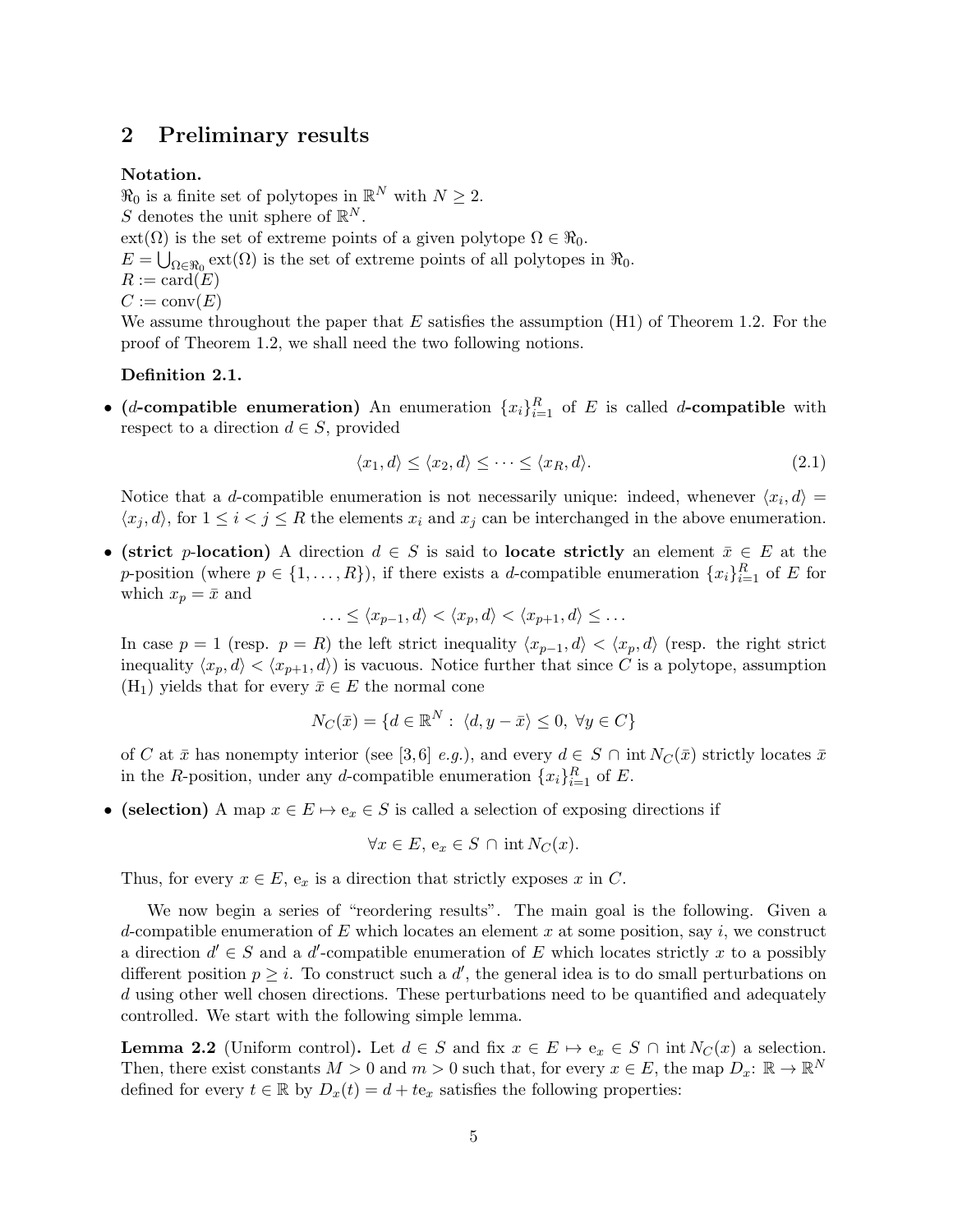## 2 Preliminary results

**Notation.**

$\Re_0$ is a finite set of polytopes in $\mathbb{R}^N$ with $N \geq 2$.
$S$ denotes the unit sphere of $\mathbb{R}^N$.
$\mathrm{ext}(\Omega)$ is the set of extreme points of a given polytope $\Omega \in \Re_0$.
$E = \bigcup_{\Omega \in \Re_0} \mathrm{ext}(\Omega)$ is the set of extreme points of all polytopes in $\Re_0$.
$R := \mathrm{card}(E)$
$C := \mathrm{conv}(E)$
We assume throughout the paper that $E$ satisfies the assumption (H1) of Theorem 1.2. For the proof of Theorem 1.2, we shall need the two following notions.

**Definition 2.1.**

- **($d$-compatible enumeration)** An enumeration $\{x_i\}_{i=1}^R$ of $E$ is called $d$**-compatible** with respect to a direction $d \in S$, provided

$$\langle x_1, d\rangle \leq \langle x_2, d\rangle \leq \cdots \leq \langle x_R, d\rangle. \tag{2.1}$$

  Notice that a $d$-compatible enumeration is not necessarily unique: indeed, whenever $\langle x_i, d\rangle = \langle x_j, d\rangle$, for $1 \leq i < j \leq R$ the elements $x_i$ and $x_j$ can be interchanged in the above enumeration.

- **(strict $p$-location)** A direction $d \in S$ is said to **locate strictly** an element $\bar{x} \in E$ at the $p$-position (where $p \in \{1, \ldots, R\}$), if there exists a $d$-compatible enumeration $\{x_i\}_{i=1}^R$ of $E$ for which $x_p = \bar{x}$ and

$$\ldots \leq \langle x_{p-1}, d\rangle < \langle x_p, d\rangle < \langle x_{p+1}, d\rangle \leq \ldots$$

  In case $p = 1$ (resp. $p = R$) the left strict inequality $\langle x_{p-1}, d\rangle < \langle x_p, d\rangle$ (resp. the right strict inequality $\langle x_p, d\rangle < \langle x_{p+1}, d\rangle$) is vacuous. Notice further that since $C$ is a polytope, assumption ($\mathrm{H}_1$) yields that for every $\bar{x} \in E$ the normal cone

$$N_C(\bar{x}) = \{d \in \mathbb{R}^N : \langle d, y - \bar{x}\rangle \leq 0, \ \forall y \in C\}$$

  of $C$ at $\bar{x}$ has nonempty interior (see [3,6] *e.g.*), and every $d \in S \cap \mathrm{int}\, N_C(\bar{x})$ strictly locates $\bar{x}$ in the $R$-position, under any $d$-compatible enumeration $\{x_i\}_{i=1}^R$ of $E$.

- **(selection)** A map $x \in E \mapsto \mathrm{e}_x \in S$ is called a selection of exposing directions if

$$\forall x \in E, \ \mathrm{e}_x \in S \cap \mathrm{int}\, N_C(x).$$

  Thus, for every $x \in E$, $\mathrm{e}_x$ is a direction that strictly exposes $x$ in $C$.

We now begin a series of "reordering results". The main goal is the following. Given a $d$-compatible enumeration of $E$ which locates an element $x$ at some position, say $i$, we construct a direction $d' \in S$ and a $d'$-compatible enumeration of $E$ which locates strictly $x$ to a possibly different position $p \geq i$. To construct such a $d'$, the general idea is to do small perturbations on $d$ using other well chosen directions. These perturbations need to be quantified and adequately controlled. We start with the following simple lemma.

**Lemma 2.2** (Uniform control)**.** Let $d \in S$ and fix $x \in E \mapsto \mathrm{e}_x \in S \cap \mathrm{int}\, N_C(x)$ a selection. Then, there exist constants $M > 0$ and $m > 0$ such that, for every $x \in E$, the map $D_x \colon \mathbb{R} \to \mathbb{R}^N$ defined for every $t \in \mathbb{R}$ by $D_x(t) = d + t\mathrm{e}_x$ satisfies the following properties: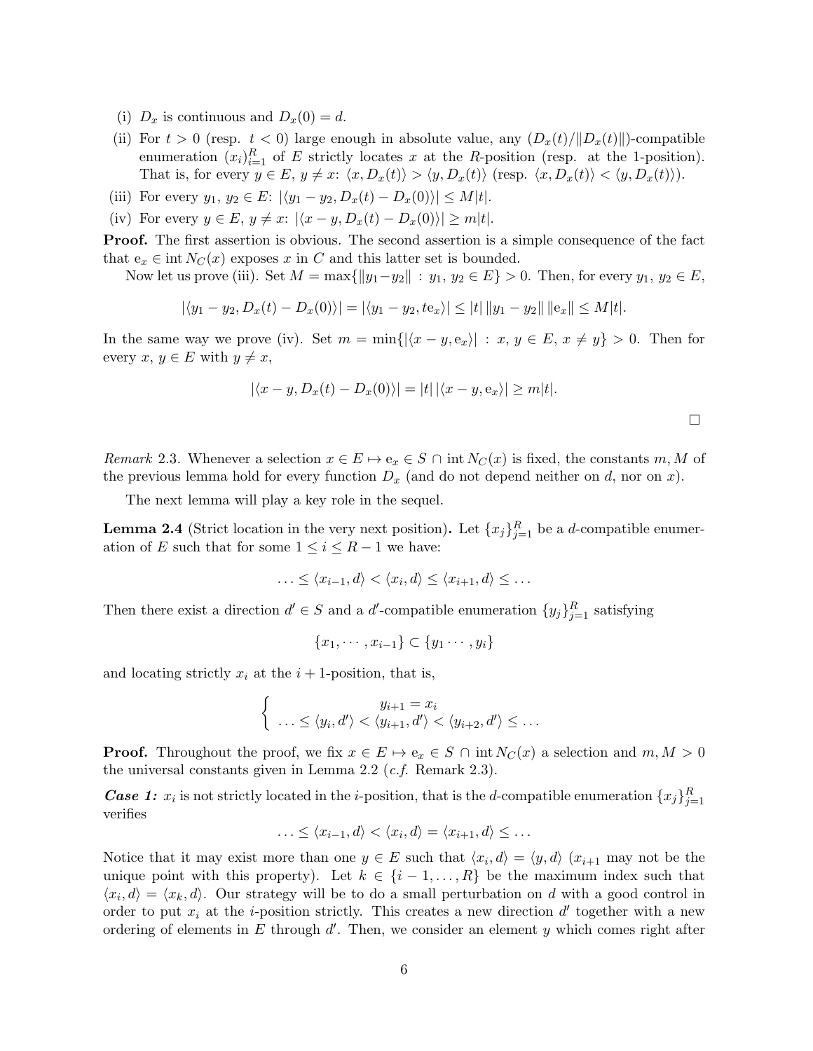(i) $D_x$ is continuous and $D_x(0) = d$.

(ii) For $t > 0$ (resp. $t < 0$) large enough in absolute value, any $(D_x(t)/\|D_x(t)\|)$-compatible enumeration $(x_i)_{i=1}^R$ of $E$ strictly locates $x$ at the $R$-position (resp. at the 1-position). That is, for every $y \in E$, $y \neq x$: $\langle x, D_x(t)\rangle > \langle y, D_x(t)\rangle$ (resp. $\langle x, D_x(t)\rangle < \langle y, D_x(t)\rangle$).

(iii) For every $y_1, y_2 \in E$: $|\langle y_1 - y_2, D_x(t) - D_x(0)\rangle| \leq M|t|$.

(iv) For every $y \in E$, $y \neq x$: $|\langle x - y, D_x(t) - D_x(0)\rangle| \geq m|t|$.

**Proof.** The first assertion is obvious. The second assertion is a simple consequence of the fact that $\mathrm{e}_x \in \operatorname{int} N_C(x)$ exposes $x$ in $C$ and this latter set is bounded.

Now let us prove (iii). Set $M = \max\{\|y_1 - y_2\| : y_1, y_2 \in E\} > 0$. Then, for every $y_1, y_2 \in E$,

$$|\langle y_1 - y_2, D_x(t) - D_x(0)\rangle| = |\langle y_1 - y_2, t\mathrm{e}_x\rangle| \leq |t|\,\|y_1 - y_2\|\,\|\mathrm{e}_x\| \leq M|t|.$$

In the same way we prove (iv). Set $m = \min\{|\langle x - y, \mathrm{e}_x\rangle| : x, y \in E, x \neq y\} > 0$. Then for every $x, y \in E$ with $y \neq x$,

$$|\langle x - y, D_x(t) - D_x(0)\rangle| = |t|\,|\langle x - y, \mathrm{e}_x\rangle| \geq m|t|.$$

□

*Remark* 2.3. Whenever a selection $x \in E \mapsto \mathrm{e}_x \in S \cap \operatorname{int} N_C(x)$ is fixed, the constants $m, M$ of the previous lemma hold for every function $D_x$ (and do not depend neither on $d$, nor on $x$).

The next lemma will play a key role in the sequel.

**Lemma 2.4** (Strict location in the very next position)**.** Let $\{x_j\}_{j=1}^R$ be a $d$-compatible enumeration of $E$ such that for some $1 \leq i \leq R-1$ we have:

$$\ldots \leq \langle x_{i-1}, d\rangle < \langle x_i, d\rangle \leq \langle x_{i+1}, d\rangle \leq \ldots$$

Then there exist a direction $d' \in S$ and a $d'$-compatible enumeration $\{y_j\}_{j=1}^R$ satisfying

$$\{x_1, \cdots, x_{i-1}\} \subset \{y_1 \cdots, y_i\}$$

and locating strictly $x_i$ at the $i+1$-position, that is,

$$\begin{cases} y_{i+1} = x_i \\ \ldots \leq \langle y_i, d'\rangle < \langle y_{i+1}, d'\rangle < \langle y_{i+2}, d'\rangle \leq \ldots \end{cases}$$

**Proof.** Throughout the proof, we fix $x \in E \mapsto \mathrm{e}_x \in S \cap \operatorname{int} N_C(x)$ a selection and $m, M > 0$ the universal constants given in Lemma 2.2 (*c.f.* Remark 2.3).

***Case 1:*** $x_i$ is not strictly located in the $i$-position, that is the $d$-compatible enumeration $\{x_j\}_{j=1}^R$ verifies

$$\ldots \leq \langle x_{i-1}, d\rangle < \langle x_i, d\rangle = \langle x_{i+1}, d\rangle \leq \ldots$$

Notice that it may exist more than one $y \in E$ such that $\langle x_i, d\rangle = \langle y, d\rangle$ ($x_{i+1}$ may not be the unique point with this property). Let $k \in \{i-1, \ldots, R\}$ be the maximum index such that $\langle x_i, d\rangle = \langle x_k, d\rangle$. Our strategy will be to do a small perturbation on $d$ with a good control in order to put $x_i$ at the $i$-position strictly. This creates a new direction $d'$ together with a new ordering of elements in $E$ through $d'$. Then, we consider an element $y$ which comes right after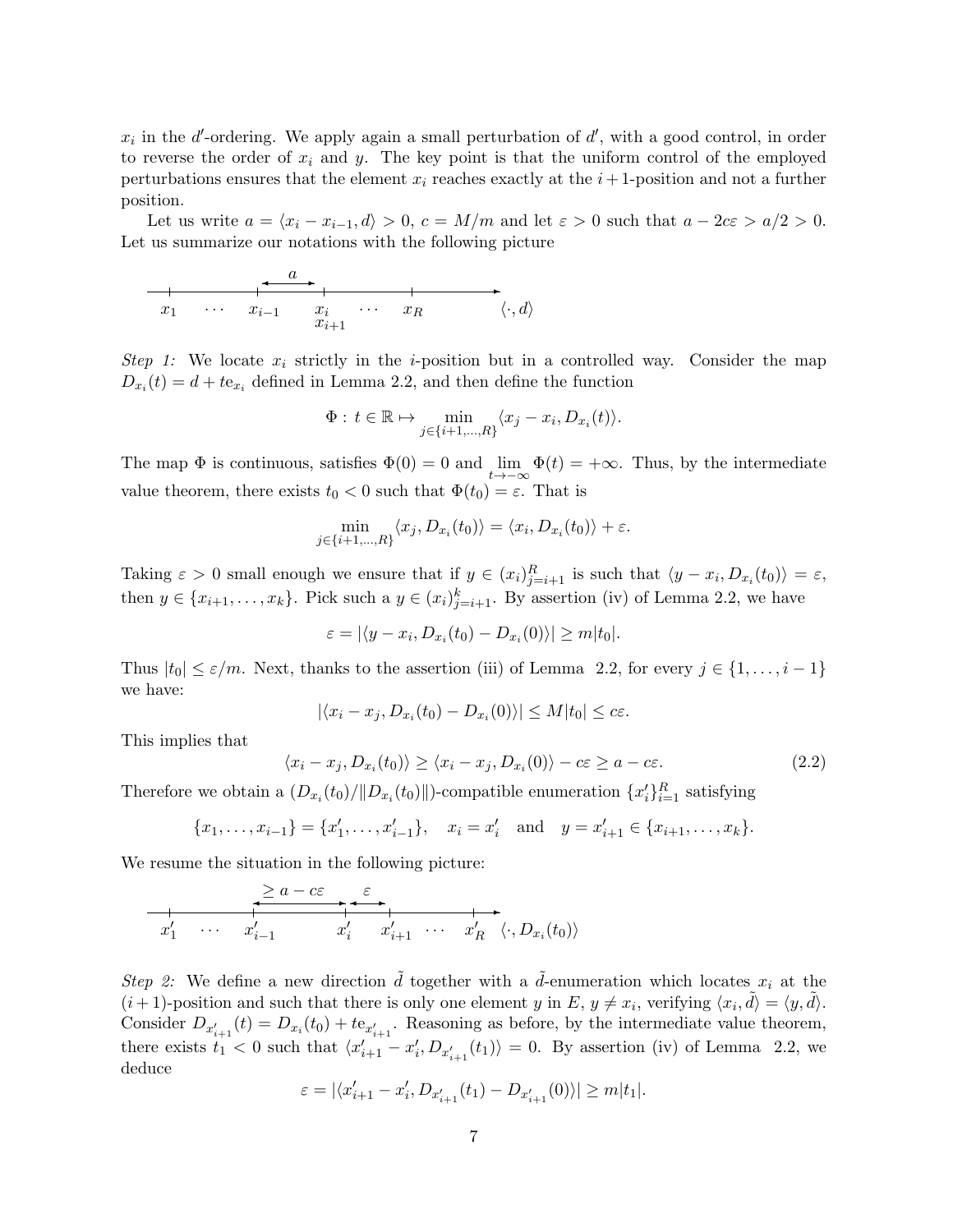$x_i$ in the $d'$-ordering. We apply again a small perturbation of $d'$, with a good control, in order to reverse the order of $x_i$ and $y$. The key point is that the uniform control of the employed perturbations ensures that the element $x_i$ reaches exactly at the $i+1$-position and not a further position.

Let us write $a = \langle x_i - x_{i-1}, d\rangle > 0$, $c = M/m$ and let $\varepsilon > 0$ such that $a - 2c\varepsilon > a/2 > 0$. Let us summarize our notations with the following picture

$$
\begin{array}{ccccccc}
x_1 & \cdots & x_{i-1} & \overset{a}{\longleftrightarrow} & x_i & \cdots & x_R & \langle \cdot, d\rangle \\
 & & & & x_{i+1} & & &
\end{array}
$$

*Step 1:* We locate $x_i$ strictly in the $i$-position but in a controlled way. Consider the map $D_{x_i}(t) = d + te_{x_i}$ defined in Lemma 2.2, and then define the function

$$\Phi : t \in \mathbb{R} \mapsto \min_{j\in\{i+1,\dots,R\}} \langle x_j - x_i, D_{x_i}(t)\rangle.$$

The map $\Phi$ is continuous, satisfies $\Phi(0) = 0$ and $\lim_{t\to-\infty} \Phi(t) = +\infty$. Thus, by the intermediate value theorem, there exists $t_0 < 0$ such that $\Phi(t_0) = \varepsilon$. That is

$$\min_{j\in\{i+1,\dots,R\}} \langle x_j, D_{x_i}(t_0)\rangle = \langle x_i, D_{x_i}(t_0)\rangle + \varepsilon.$$

Taking $\varepsilon > 0$ small enough we ensure that if $y \in (x_i)_{j=i+1}^R$ is such that $\langle y - x_i, D_{x_i}(t_0)\rangle = \varepsilon$, then $y \in \{x_{i+1}, \dots, x_k\}$. Pick such a $y \in (x_i)_{j=i+1}^k$. By assertion (iv) of Lemma 2.2, we have

$$\varepsilon = |\langle y - x_i, D_{x_i}(t_0) - D_{x_i}(0)\rangle| \geq m|t_0|.$$

Thus $|t_0| \leq \varepsilon/m$. Next, thanks to the assertion (iii) of Lemma 2.2, for every $j \in \{1, \dots, i-1\}$ we have:

$$|\langle x_i - x_j, D_{x_i}(t_0) - D_{x_i}(0)\rangle| \leq M|t_0| \leq c\varepsilon.$$

This implies that

$$\langle x_i - x_j, D_{x_i}(t_0)\rangle \geq \langle x_i - x_j, D_{x_i}(0)\rangle - c\varepsilon \geq a - c\varepsilon. \tag{2.2}$$

Therefore we obtain a $(D_{x_i}(t_0)/\|D_{x_i}(t_0)\|)$-compatible enumeration $\{x'_i\}_{i=1}^R$ satisfying

$$\{x_1, \dots, x_{i-1}\} = \{x'_1, \dots, x'_{i-1}\}, \quad x_i = x'_i \quad \text{and} \quad y = x'_{i+1} \in \{x_{i+1}, \dots, x_k\}.$$

We resume the situation in the following picture:

$$
\begin{array}{cccccccc}
x'_1 & \cdots & x'_{i-1} & \overset{\geq a - c\varepsilon}{\longleftrightarrow} & x'_i & \overset{\varepsilon}{\longleftrightarrow} & x'_{i+1} & \cdots & x'_R & \langle \cdot, D_{x_i}(t_0)\rangle
\end{array}
$$

*Step 2:* We define a new direction $\tilde{d}$ together with a $\tilde{d}$-enumeration which locates $x_i$ at the $(i+1)$-position and such that there is only one element $y$ in $E$, $y \neq x_i$, verifying $\langle x_i, \tilde{d}\rangle = \langle y, \tilde{d}\rangle$. Consider $D_{x'_{i+1}}(t) = D_{x_i}(t_0) + te_{x'_{i+1}}$. Reasoning as before, by the intermediate value theorem, there exists $t_1 < 0$ such that $\langle x'_{i+1} - x'_i, D_{x'_{i+1}}(t_1)\rangle = 0$. By assertion (iv) of Lemma 2.2, we deduce

$$\varepsilon = |\langle x'_{i+1} - x'_i, D_{x'_{i+1}}(t_1) - D_{x'_{i+1}}(0)\rangle| \geq m|t_1|.$$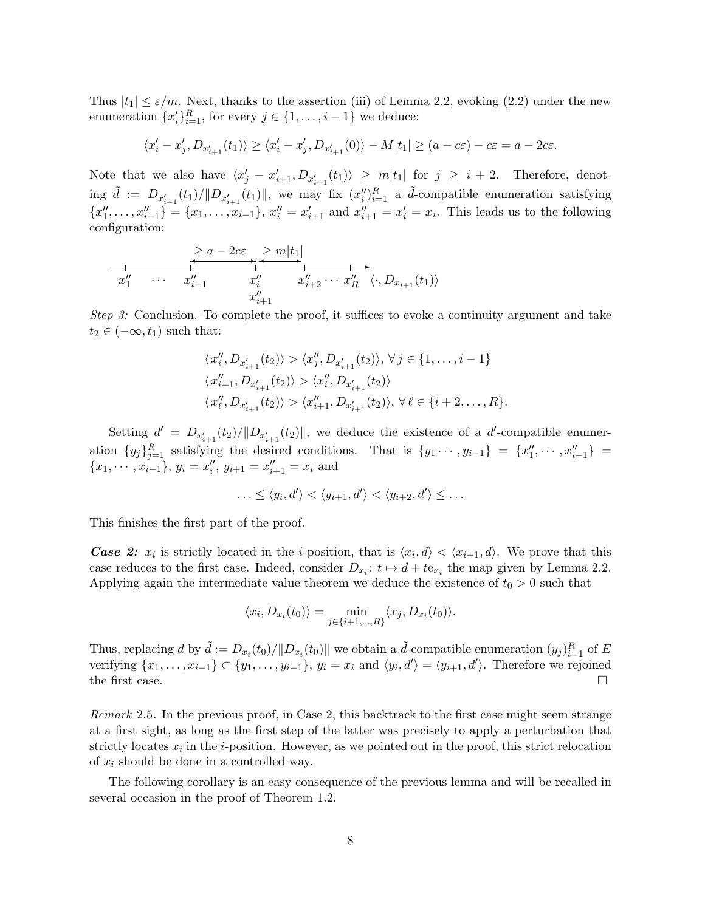Thus $|t_1| \le \varepsilon/m$. Next, thanks to the assertion (iii) of Lemma 2.2, evoking (2.2) under the new enumeration $\{x'_i\}_{i=1}^R$, for every $j \in \{1, \ldots, i-1\}$ we deduce:

$$\langle x'_i - x'_j, D_{x'_{i+1}}(t_1)\rangle \ge \langle x'_i - x'_j, D_{x'_{i+1}}(0)\rangle - M|t_1| \ge (a - c\varepsilon) - c\varepsilon = a - 2c\varepsilon.$$

Note that we also have $\langle x'_j - x'_{i+1}, D_{x'_{i+1}}(t_1)\rangle \ge m|t_1|$ for $j \ge i+2$. Therefore, denoting $\tilde{d} := D_{x'_{i+1}}(t_1)/\|D_{x'_{i+1}}(t_1)\|$, we may fix $(x''_i)_{i=1}^R$ a $\tilde{d}$-compatible enumeration satisfying $\{x''_1, \ldots, x''_{i-1}\} = \{x_1, \ldots, x_{i-1}\}$, $x''_i = x'_{i+1}$ and $x''_{i+1} = x'_i = x_i$. This leads us to the following configuration:

$$\underbrace{x''_1 \quad \cdots \quad x''_{i-1}}_{} \xleftrightarrow{\ \ge a - 2c\varepsilon\ } \underset{x''_{i+1}}{x''_i} \xleftrightarrow{\ \ge m|t_1|\ } x''_{i+2} \cdots x''_R \qquad \langle \cdot, D_{x_{i+1}}(t_1)\rangle$$

*Step 3:* Conclusion. To complete the proof, it suffices to evoke a continuity argument and take $t_2 \in (-\infty, t_1)$ such that:

$$\begin{aligned}
&\langle x''_i, D_{x'_{i+1}}(t_2)\rangle > \langle x''_j, D_{x'_{i+1}}(t_2)\rangle, \ \forall\, j \in \{1, \ldots, i-1\}\\
&\langle x''_{i+1}, D_{x'_{i+1}}(t_2)\rangle > \langle x''_i, D_{x'_{i+1}}(t_2)\rangle\\
&\langle x''_\ell, D_{x'_{i+1}}(t_2)\rangle > \langle x''_{i+1}, D_{x'_{i+1}}(t_2)\rangle, \ \forall\, \ell \in \{i+2, \ldots, R\}.
\end{aligned}$$

Setting $d' = D_{x'_{i+1}}(t_2)/\|D_{x'_{i+1}}(t_2)\|$, we deduce the existence of a $d'$-compatible enumeration $\{y_j\}_{j=1}^R$ satisfying the desired conditions. That is $\{y_1 \cdots, y_{i-1}\} = \{x''_1, \cdots, x''_{i-1}\} = \{x_1, \cdots, x_{i-1}\}$, $y_i = x''_i$, $y_{i+1} = x''_{i+1} = x_i$ and

$$\ldots \le \langle y_i, d'\rangle < \langle y_{i+1}, d'\rangle < \langle y_{i+2}, d'\rangle \le \ldots$$

This finishes the first part of the proof.

***Case 2:*** $x_i$ is strictly located in the $i$-position, that is $\langle x_i, d\rangle < \langle x_{i+1}, d\rangle$. We prove that this case reduces to the first case. Indeed, consider $D_{x_i}\colon t \mapsto d + te_{x_i}$ the map given by Lemma 2.2. Applying again the intermediate value theorem we deduce the existence of $t_0 > 0$ such that

$$\langle x_i, D_{x_i}(t_0)\rangle = \min_{j \in \{i+1, \ldots, R\}} \langle x_j, D_{x_i}(t_0)\rangle.$$

Thus, replacing $d$ by $\tilde{d} := D_{x_i}(t_0)/\|D_{x_i}(t_0)\|$ we obtain a $\tilde{d}$-compatible enumeration $(y_j)_{j=1}^R$ of $E$ verifying $\{x_1, \ldots, x_{i-1}\} \subset \{y_1, \ldots, y_{i-1}\}$, $y_i = x_i$ and $\langle y_i, d'\rangle = \langle y_{i+1}, d'\rangle$. Therefore we rejoined the first case. $\square$

*Remark* 2.5. In the previous proof, in Case 2, this backtrack to the first case might seem strange at a first sight, as long as the first step of the latter was precisely to apply a perturbation that strictly locates $x_i$ in the $i$-position. However, as we pointed out in the proof, this strict relocation of $x_i$ should be done in a controlled way.

The following corollary is an easy consequence of the previous lemma and will be recalled in several occasion in the proof of Theorem 1.2.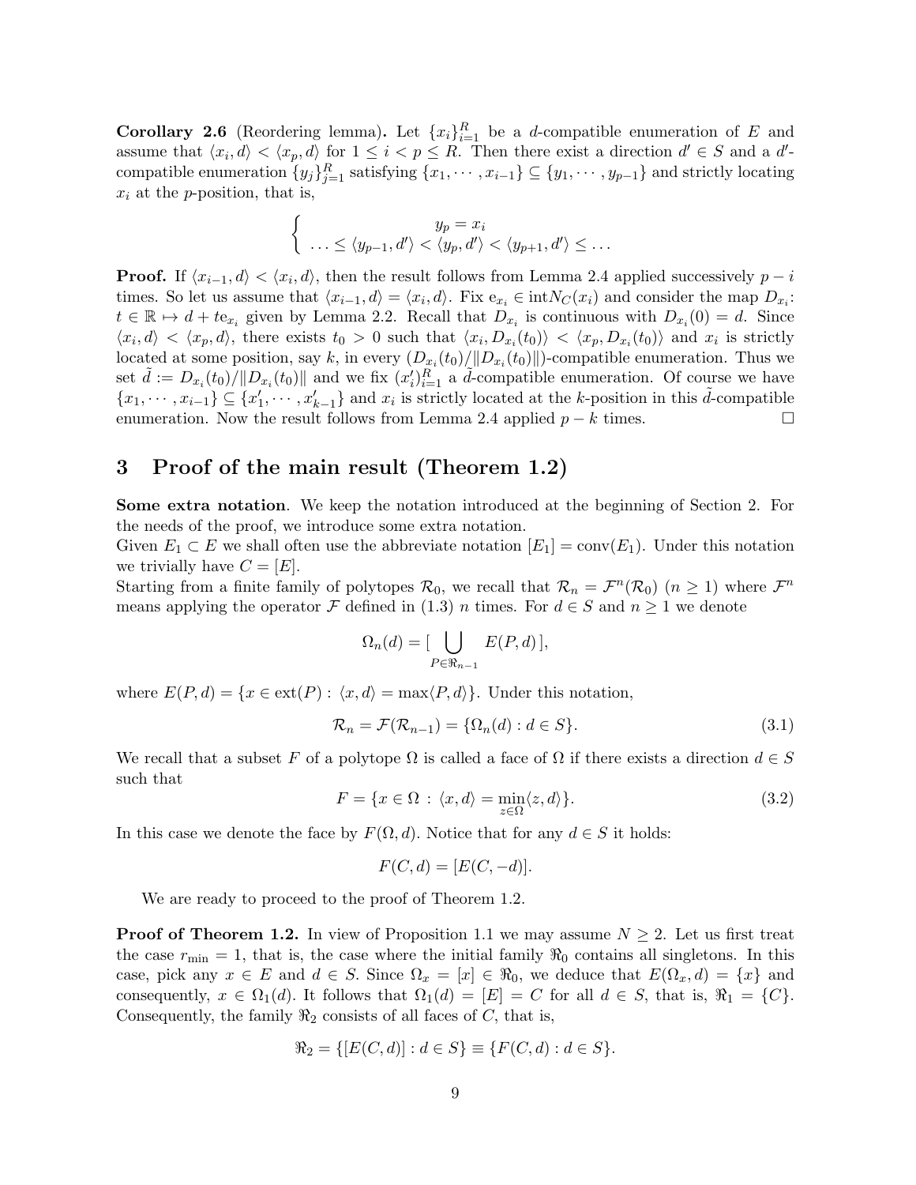**Corollary 2.6** (Reordering lemma)**.** Let $\{x_i\}_{i=1}^R$ be a $d$-compatible enumeration of $E$ and assume that $\langle x_i, d\rangle < \langle x_p, d\rangle$ for $1 \le i < p \le R$. Then there exist a direction $d' \in S$ and a $d'$-compatible enumeration $\{y_j\}_{j=1}^R$ satisfying $\{x_1, \cdots, x_{i-1}\} \subseteq \{y_1, \cdots, y_{p-1}\}$ and strictly locating $x_i$ at the $p$-position, that is,

$$\begin{cases} y_p = x_i \\ \ldots \le \langle y_{p-1}, d'\rangle < \langle y_p, d'\rangle < \langle y_{p+1}, d'\rangle \le \ldots \end{cases}$$

**Proof.** If $\langle x_{i-1}, d\rangle < \langle x_i, d\rangle$, then the result follows from Lemma 2.4 applied successively $p-i$ times. So let us assume that $\langle x_{i-1}, d\rangle = \langle x_i, d\rangle$. Fix $\mathrm{e}_{x_i} \in \mathrm{int}N_C(x_i)$ and consider the map $D_{x_i}$: $t \in \mathbb{R} \mapsto d + t\mathrm{e}_{x_i}$ given by Lemma 2.2. Recall that $D_{x_i}$ is continuous with $D_{x_i}(0) = d$. Since $\langle x_i, d\rangle < \langle x_p, d\rangle$, there exists $t_0 > 0$ such that $\langle x_i, D_{x_i}(t_0)\rangle < \langle x_p, D_{x_i}(t_0)\rangle$ and $x_i$ is strictly located at some position, say $k$, in every $(D_{x_i}(t_0)/\|D_{x_i}(t_0)\|)$-compatible enumeration. Thus we set $\tilde{d} := D_{x_i}(t_0)/\|D_{x_i}(t_0)\|$ and we fix $(x'_i)_{i=1}^R$ a $\tilde{d}$-compatible enumeration. Of course we have $\{x_1, \cdots, x_{i-1}\} \subseteq \{x'_1, \cdots, x'_{k-1}\}$ and $x_i$ is strictly located at the $k$-position in this $\tilde{d}$-compatible enumeration. Now the result follows from Lemma 2.4 applied $p-k$ times. $\square$

## 3 Proof of the main result (Theorem 1.2)

**Some extra notation**. We keep the notation introduced at the beginning of Section 2. For the needs of the proof, we introduce some extra notation.

Given $E_1 \subset E$ we shall often use the abbreviate notation $[E_1] = \mathrm{conv}(E_1)$. Under this notation we trivially have $C = [E]$.

Starting from a finite family of polytopes $\mathcal{R}_0$, we recall that $\mathcal{R}_n = \mathcal{F}^n(\mathcal{R}_0)$ $(n \ge 1)$ where $\mathcal{F}^n$ means applying the operator $\mathcal{F}$ defined in (1.3) $n$ times. For $d \in S$ and $n \ge 1$ we denote

$$\Omega_n(d) = [\bigcup_{P \in \Re_{n-1}} E(P, d)],$$

where $E(P, d) = \{x \in \mathrm{ext}(P) : \langle x, d\rangle = \max\langle P, d\rangle\}$. Under this notation,

$$\mathcal{R}_n = \mathcal{F}(\mathcal{R}_{n-1}) = \{\Omega_n(d) : d \in S\}. \tag{3.1}$$

We recall that a subset $F$ of a polytope $\Omega$ is called a face of $\Omega$ if there exists a direction $d \in S$ such that

$$F = \{x \in \Omega : \langle x, d\rangle = \min_{z \in \Omega}\langle z, d\rangle\}. \tag{3.2}$$

In this case we denote the face by $F(\Omega, d)$. Notice that for any $d \in S$ it holds:

$$F(C, d) = [E(C, -d)].$$

We are ready to proceed to the proof of Theorem 1.2.

**Proof of Theorem 1.2.** In view of Proposition 1.1 we may assume $N \ge 2$. Let us first treat the case $r_{\min} = 1$, that is, the case where the initial family $\Re_0$ contains all singletons. In this case, pick any $x \in E$ and $d \in S$. Since $\Omega_x = [x] \in \Re_0$, we deduce that $E(\Omega_x, d) = \{x\}$ and consequently, $x \in \Omega_1(d)$. It follows that $\Omega_1(d) = [E] = C$ for all $d \in S$, that is, $\Re_1 = \{C\}$. Consequently, the family $\Re_2$ consists of all faces of $C$, that is,

$$\Re_2 = \{[E(C, d)] : d \in S\} \equiv \{F(C, d) : d \in S\}.$$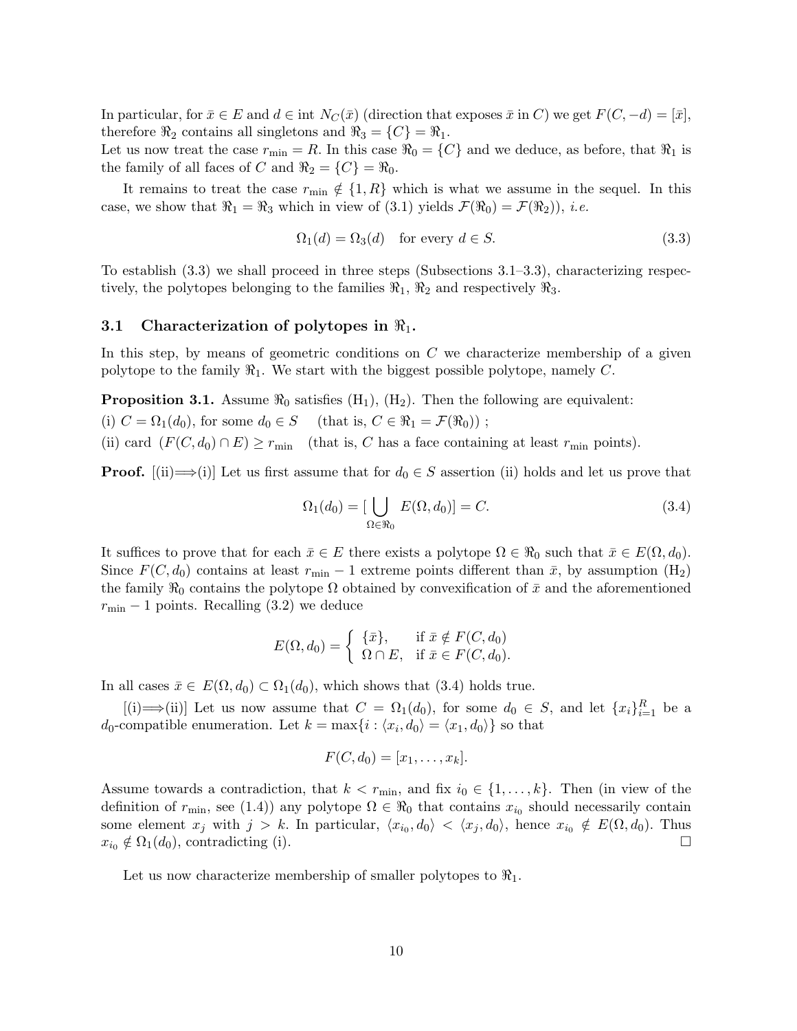In particular, for $\bar{x} \in E$ and $d \in \text{int}\, N_C(\bar{x})$ (direction that exposes $\bar{x}$ in $C$) we get $F(C,-d) = [\bar{x}]$, therefore $\Re_2$ contains all singletons and $\Re_3 = \{C\} = \Re_1$.
Let us now treat the case $r_{\min} = R$. In this case $\Re_0 = \{C\}$ and we deduce, as before, that $\Re_1$ is the family of all faces of $C$ and $\Re_2 = \{C\} = \Re_0$.

It remains to treat the case $r_{\min} \notin \{1, R\}$ which is what we assume in the sequel. In this case, we show that $\Re_1 = \Re_3$ which in view of (3.1) yields $\mathcal{F}(\Re_0) = \mathcal{F}(\Re_2)$), *i.e.*

$$\Omega_1(d) = \Omega_3(d) \quad \text{for every } d \in S. \tag{3.3}$$

To establish (3.3) we shall proceed in three steps (Subsections 3.1–3.3), characterizing respectively, the polytopes belonging to the families $\Re_1$, $\Re_2$ and respectively $\Re_3$.

## 3.1 Characterization of polytopes in $\Re_1$.

In this step, by means of geometric conditions on $C$ we characterize membership of a given polytope to the family $\Re_1$. We start with the biggest possible polytope, namely $C$.

**Proposition 3.1.** Assume $\Re_0$ satisfies $(\text{H}_1)$, $(\text{H}_2)$. Then the following are equivalent:
(i) $C = \Omega_1(d_0)$, for some $d_0 \in S$ (that is, $C \in \Re_1 = \mathcal{F}(\Re_0)$) ;
(ii) card $(F(C, d_0) \cap E) \geq r_{\min}$ (that is, $C$ has a face containing at least $r_{\min}$ points).

**Proof.** [(ii)$\Longrightarrow$(i)] Let us first assume that for $d_0 \in S$ assertion (ii) holds and let us prove that

$$\Omega_1(d_0) = [\bigcup_{\Omega \in \Re_0} E(\Omega, d_0)] = C. \tag{3.4}$$

It suffices to prove that for each $\bar{x} \in E$ there exists a polytope $\Omega \in \Re_0$ such that $\bar{x} \in E(\Omega, d_0)$. Since $F(C, d_0)$ contains at least $r_{\min} - 1$ extreme points different than $\bar{x}$, by assumption $(\text{H}_2)$ the family $\Re_0$ contains the polytope $\Omega$ obtained by convexification of $\bar{x}$ and the aforementioned $r_{\min} - 1$ points. Recalling (3.2) we deduce

$$E(\Omega, d_0) = \begin{cases} \{\bar{x}\}, & \text{if } \bar{x} \notin F(C, d_0) \\ \Omega \cap E, & \text{if } \bar{x} \in F(C, d_0). \end{cases}$$

In all cases $\bar{x} \in E(\Omega, d_0) \subset \Omega_1(d_0)$, which shows that (3.4) holds true.

[(i)$\Longrightarrow$(ii)] Let us now assume that $C = \Omega_1(d_0)$, for some $d_0 \in S$, and let $\{x_i\}_{i=1}^R$ be a $d_0$-compatible enumeration. Let $k = \max\{i : \langle x_i, d_0 \rangle = \langle x_1, d_0 \rangle\}$ so that

$$F(C, d_0) = [x_1, \ldots, x_k].$$

Assume towards a contradiction, that $k < r_{\min}$, and fix $i_0 \in \{1, \ldots, k\}$. Then (in view of the definition of $r_{\min}$, see (1.4)) any polytope $\Omega \in \Re_0$ that contains $x_{i_0}$ should necessarily contain some element $x_j$ with $j > k$. In particular, $\langle x_{i_0}, d_0 \rangle < \langle x_j, d_0 \rangle$, hence $x_{i_0} \notin E(\Omega, d_0)$. Thus $x_{i_0} \notin \Omega_1(d_0)$, contradicting (i). $\square$

Let us now characterize membership of smaller polytopes to $\Re_1$.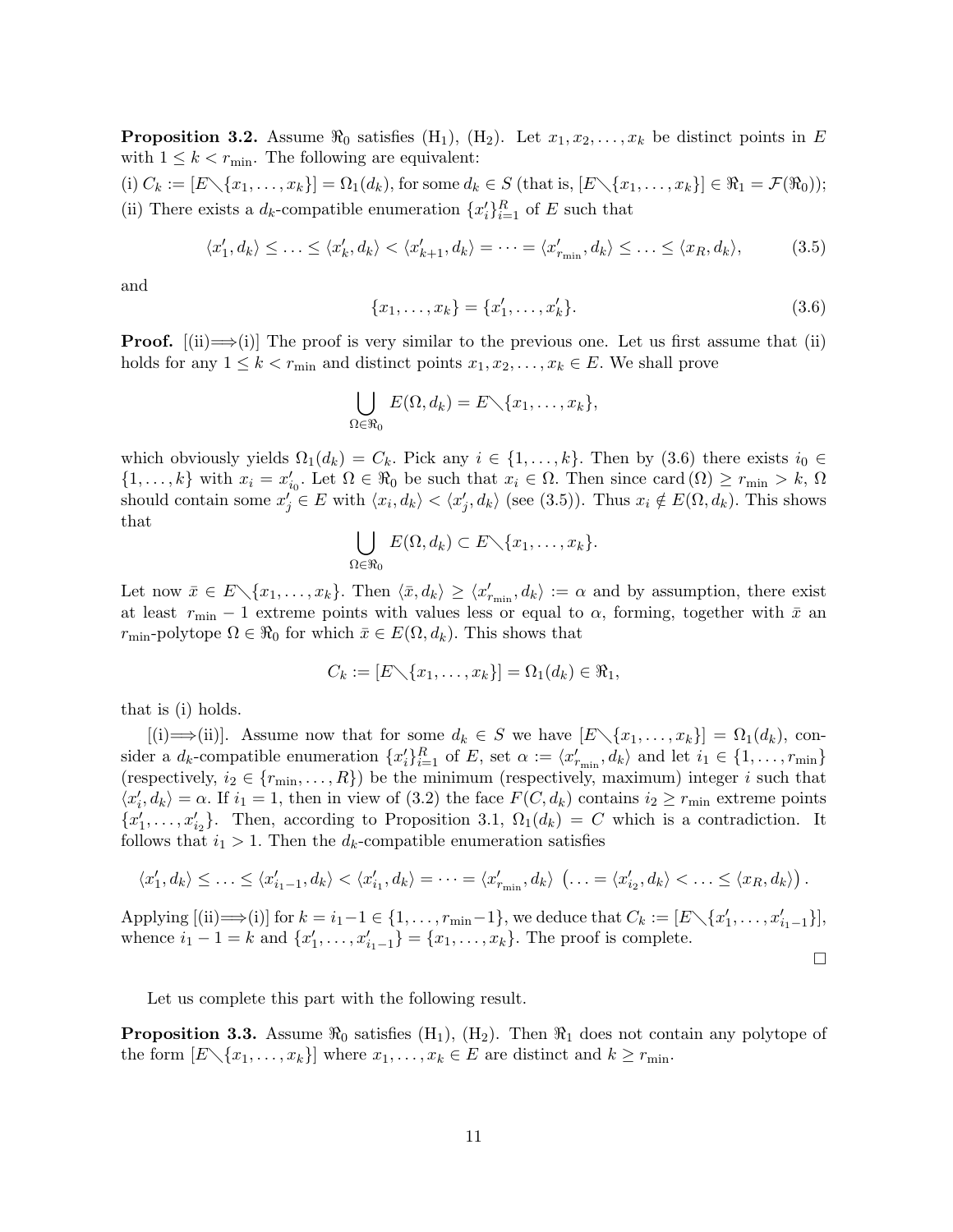**Proposition 3.2.** Assume $\Re_0$ satisfies (H$_1$), (H$_2$). Let $x_1, x_2, \ldots, x_k$ be distinct points in $E$ with $1 \leq k < r_{\min}$. The following are equivalent:

(i) $C_k := [E\diagdown\{x_1, \ldots, x_k\}] = \Omega_1(d_k)$, for some $d_k \in S$ (that is, $[E\diagdown\{x_1, \ldots, x_k\}] \in \Re_1 = \mathcal{F}(\Re_0)$);

(ii) There exists a $d_k$-compatible enumeration $\{x'_i\}_{i=1}^R$ of $E$ such that

$$\langle x'_1, d_k\rangle \leq \ldots \leq \langle x'_k, d_k\rangle < \langle x'_{k+1}, d_k\rangle = \cdots = \langle x'_{r_{\min}}, d_k\rangle \leq \ldots \leq \langle x_R, d_k\rangle, \tag{3.5}$$

and

$$\{x_1, \ldots, x_k\} = \{x'_1, \ldots, x'_k\}. \tag{3.6}$$

**Proof.** [(ii)$\Longrightarrow$(i)] The proof is very similar to the previous one. Let us first assume that (ii) holds for any $1 \leq k < r_{\min}$ and distinct points $x_1, x_2, \ldots, x_k \in E$. We shall prove

$$\bigcup_{\Omega \in \Re_0} E(\Omega, d_k) = E\diagdown\{x_1, \ldots, x_k\},$$

which obviously yields $\Omega_1(d_k) = C_k$. Pick any $i \in \{1, \ldots, k\}$. Then by (3.6) there exists $i_0 \in \{1, \ldots, k\}$ with $x_i = x'_{i_0}$. Let $\Omega \in \Re_0$ be such that $x_i \in \Omega$. Then since $\operatorname{card}(\Omega) \geq r_{\min} > k$, $\Omega$ should contain some $x'_j \in E$ with $\langle x_i, d_k\rangle < \langle x'_j, d_k\rangle$ (see (3.5)). Thus $x_i \notin E(\Omega, d_k)$. This shows that

$$\bigcup_{\Omega \in \Re_0} E(\Omega, d_k) \subset E\diagdown\{x_1, \ldots, x_k\}.$$

Let now $\bar{x} \in E\diagdown\{x_1, \ldots, x_k\}$. Then $\langle \bar{x}, d_k\rangle \geq \langle x'_{r_{\min}}, d_k\rangle := \alpha$ and by assumption, there exist at least $r_{\min} - 1$ extreme points with values less or equal to $\alpha$, forming, together with $\bar{x}$ an $r_{\min}$-polytope $\Omega \in \Re_0$ for which $\bar{x} \in E(\Omega, d_k)$. This shows that

$$C_k := [E\diagdown\{x_1, \ldots, x_k\}] = \Omega_1(d_k) \in \Re_1,$$

that is (i) holds.

[(i)$\Longrightarrow$(ii)]. Assume now that for some $d_k \in S$ we have $[E\diagdown\{x_1, \ldots, x_k\}] = \Omega_1(d_k)$, consider a $d_k$-compatible enumeration $\{x'_i\}_{i=1}^R$ of $E$, set $\alpha := \langle x'_{r_{\min}}, d_k\rangle$ and let $i_1 \in \{1, \ldots, r_{\min}\}$ (respectively, $i_2 \in \{r_{\min}, \ldots, R\}$) be the minimum (respectively, maximum) integer $i$ such that $\langle x'_i, d_k\rangle = \alpha$. If $i_1 = 1$, then in view of (3.2) the face $F(C, d_k)$ contains $i_2 \geq r_{\min}$ extreme points $\{x'_1, \ldots, x'_{i_2}\}$. Then, according to Proposition 3.1, $\Omega_1(d_k) = C$ which is a contradiction. It follows that $i_1 > 1$. Then the $d_k$-compatible enumeration satisfies

$$\langle x'_1, d_k\rangle \leq \ldots \leq \langle x'_{i_1-1}, d_k\rangle < \langle x'_{i_1}, d_k\rangle = \cdots = \langle x'_{r_{\min}}, d_k\rangle \ \big(\ldots = \langle x'_{i_2}, d_k\rangle < \ldots \leq \langle x_R, d_k\rangle\big).$$

Applying [(ii)$\Longrightarrow$(i)] for $k = i_1 - 1 \in \{1, \ldots, r_{\min} - 1\}$, we deduce that $C_k := [E\diagdown\{x'_1, \ldots, x'_{i_1-1}\}]$, whence $i_1 - 1 = k$ and $\{x'_1, \ldots, x'_{i_1-1}\} = \{x_1, \ldots, x_k\}$. The proof is complete.

$\square$

Let us complete this part with the following result.

**Proposition 3.3.** Assume $\Re_0$ satisfies (H$_1$), (H$_2$). Then $\Re_1$ does not contain any polytope of the form $[E\diagdown\{x_1, \ldots, x_k\}]$ where $x_1, \ldots, x_k \in E$ are distinct and $k \geq r_{\min}$.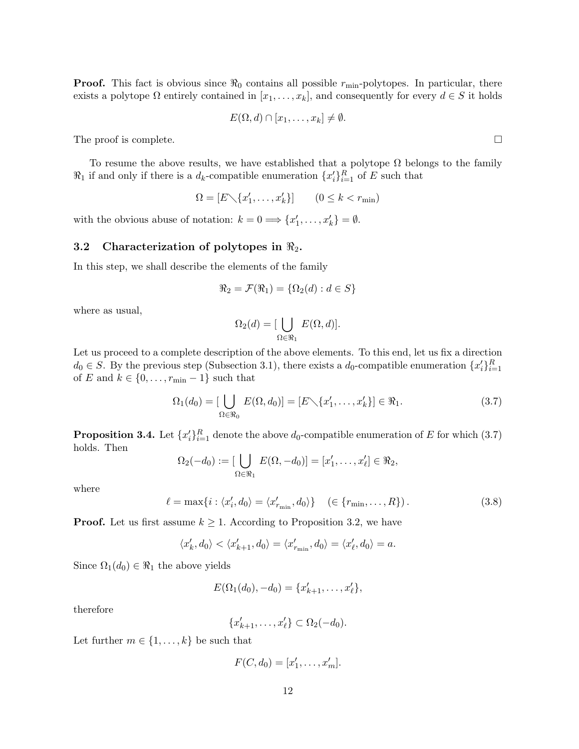**Proof.** This fact is obvious since $\Re_0$ contains all possible $r_{\min}$-polytopes. In particular, there exists a polytope $\Omega$ entirely contained in $[x_1, \ldots, x_k]$, and consequently for every $d \in S$ it holds

$$E(\Omega, d) \cap [x_1, \ldots, x_k] \neq \emptyset.$$

The proof is complete. $\square$

To resume the above results, we have established that a polytope $\Omega$ belongs to the family $\Re_1$ if and only if there is a $d_k$-compatible enumeration $\{x'_i\}_{i=1}^R$ of $E$ such that

$$\Omega = [E \diagdown \{x'_1, \ldots, x'_k\}] \qquad (0 \leq k < r_{\min})$$

with the obvious abuse of notation: $k = 0 \Longrightarrow \{x'_1, \ldots, x'_k\} = \emptyset$.

### 3.2 Characterization of polytopes in $\Re_2$.

In this step, we shall describe the elements of the family

$$\Re_2 = \mathcal{F}(\Re_1) = \{\Omega_2(d) : d \in S\}$$

where as usual,

$$\Omega_2(d) = [\bigcup_{\Omega \in \Re_1} E(\Omega, d)].$$

Let us proceed to a complete description of the above elements. To this end, let us fix a direction $d_0 \in S$. By the previous step (Subsection 3.1), there exists a $d_0$-compatible enumeration $\{x'_i\}_{i=1}^R$ of $E$ and $k \in \{0, \ldots, r_{\min} - 1\}$ such that

$$\Omega_1(d_0) = [\bigcup_{\Omega \in \Re_0} E(\Omega, d_0)] = [E \diagdown \{x'_1, \ldots, x'_k\}] \in \Re_1. \tag{3.7}$$

**Proposition 3.4.** Let $\{x'_i\}_{i=1}^R$ denote the above $d_0$-compatible enumeration of $E$ for which (3.7) holds. Then

$$\Omega_2(-d_0) := [\bigcup_{\Omega \in \Re_1} E(\Omega, -d_0)] = [x'_1, \ldots, x'_\ell] \in \Re_2,$$

where

$$\ell = \max\{i : \langle x'_i, d_0 \rangle = \langle x'_{r_{\min}}, d_0 \rangle\} \quad (\in \{r_{\min}, \ldots, R\}). \tag{3.8}$$

**Proof.** Let us first assume $k \geq 1$. According to Proposition 3.2, we have

$$\langle x'_k, d_0 \rangle < \langle x'_{k+1}, d_0 \rangle = \langle x'_{r_{\min}}, d_0 \rangle = \langle x'_\ell, d_0 \rangle = a.$$

Since $\Omega_1(d_0) \in \Re_1$ the above yields

$$E(\Omega_1(d_0), -d_0) = \{x'_{k+1}, \ldots, x'_\ell\},$$

therefore

$$\{x'_{k+1}, \ldots, x'_\ell\} \subset \Omega_2(-d_0).$$

Let further $m \in \{1, \ldots, k\}$ be such that

$$F(C, d_0) = [x'_1, \ldots, x'_m].$$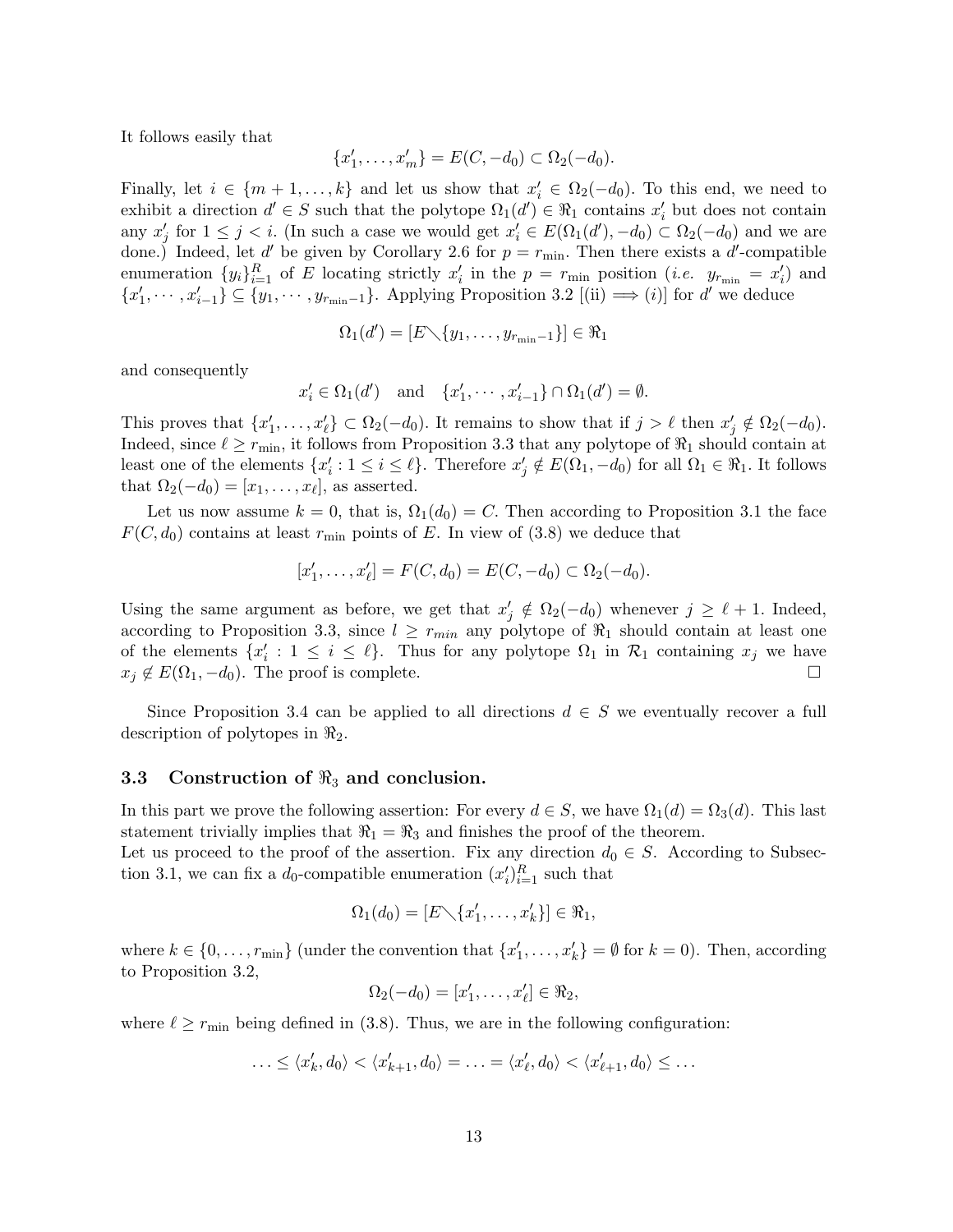It follows easily that

$$\{x_1', \dots, x_m'\} = E(C, -d_0) \subset \Omega_2(-d_0).$$

Finally, let $i \in \{m+1, \dots, k\}$ and let us show that $x_i' \in \Omega_2(-d_0)$. To this end, we need to exhibit a direction $d' \in S$ such that the polytope $\Omega_1(d') \in \Re_1$ contains $x_i'$ but does not contain any $x_j'$ for $1 \leq j < i$. (In such a case we would get $x_i' \in E(\Omega_1(d'), -d_0) \subset \Omega_2(-d_0)$ and we are done.) Indeed, let $d'$ be given by Corollary 2.6 for $p = r_{\min}$. Then there exists a $d'$-compatible enumeration $\{y_i\}_{i=1}^R$ of $E$ locating strictly $x_i'$ in the $p = r_{\min}$ position (*i.e.* $y_{r_{\min}} = x_i'$) and $\{x_1', \cdots, x_{i-1}'\} \subseteq \{y_1, \cdots, y_{r_{\min}-1}\}$. Applying Proposition 3.2 [(ii) $\Longrightarrow$ (i)] for $d'$ we deduce

$$\Omega_1(d') = [E \diagdown \{y_1, \dots, y_{r_{\min}-1}\}] \in \Re_1$$

and consequently

$$x_i' \in \Omega_1(d') \quad \text{and} \quad \{x_1', \cdots, x_{i-1}'\} \cap \Omega_1(d') = \emptyset.$$

This proves that $\{x_1', \dots, x_\ell'\} \subset \Omega_2(-d_0)$. It remains to show that if $j > \ell$ then $x_j' \notin \Omega_2(-d_0)$. Indeed, since $\ell \geq r_{\min}$, it follows from Proposition 3.3 that any polytope of $\Re_1$ should contain at least one of the elements $\{x_i' : 1 \leq i \leq \ell\}$. Therefore $x_j' \notin E(\Omega_1, -d_0)$ for all $\Omega_1 \in \Re_1$. It follows that $\Omega_2(-d_0) = [x_1, \dots, x_\ell]$, as asserted.

Let us now assume $k = 0$, that is, $\Omega_1(d_0) = C$. Then according to Proposition 3.1 the face $F(C, d_0)$ contains at least $r_{\min}$ points of $E$. In view of (3.8) we deduce that

$$[x_1', \dots, x_\ell'] = F(C, d_0) = E(C, -d_0) \subset \Omega_2(-d_0).$$

Using the same argument as before, we get that $x_j' \notin \Omega_2(-d_0)$ whenever $j \geq \ell + 1$. Indeed, according to Proposition 3.3, since $l \geq r_{min}$ any polytope of $\Re_1$ should contain at least one of the elements $\{x_i' : 1 \leq i \leq \ell\}$. Thus for any polytope $\Omega_1$ in $\mathcal{R}_1$ containing $x_j$ we have $x_j \notin E(\Omega_1, -d_0)$. The proof is complete. $\square$

Since Proposition 3.4 can be applied to all directions $d \in S$ we eventually recover a full description of polytopes in $\Re_2$.

### 3.3 Construction of $\Re_3$ and conclusion.

In this part we prove the following assertion: For every $d \in S$, we have $\Omega_1(d) = \Omega_3(d)$. This last statement trivially implies that $\Re_1 = \Re_3$ and finishes the proof of the theorem.
Let us proceed to the proof of the assertion. Fix any direction $d_0 \in S$. According to Subsection 3.1, we can fix a $d_0$-compatible enumeration $(x_i')_{i=1}^R$ such that

$$\Omega_1(d_0) = [E \diagdown \{x_1', \dots, x_k'\}] \in \Re_1,$$

where $k \in \{0, \dots, r_{\min}\}$ (under the convention that $\{x_1', \dots, x_k'\} = \emptyset$ for $k = 0$). Then, according to Proposition 3.2,

$$\Omega_2(-d_0) = [x_1', \dots, x_\ell'] \in \Re_2,$$

where $\ell \geq r_{\min}$ being defined in (3.8). Thus, we are in the following configuration:

$$\ldots \leq \langle x_k', d_0 \rangle < \langle x_{k+1}', d_0 \rangle = \ldots = \langle x_\ell', d_0 \rangle < \langle x_{\ell+1}', d_0 \rangle \leq \ldots$$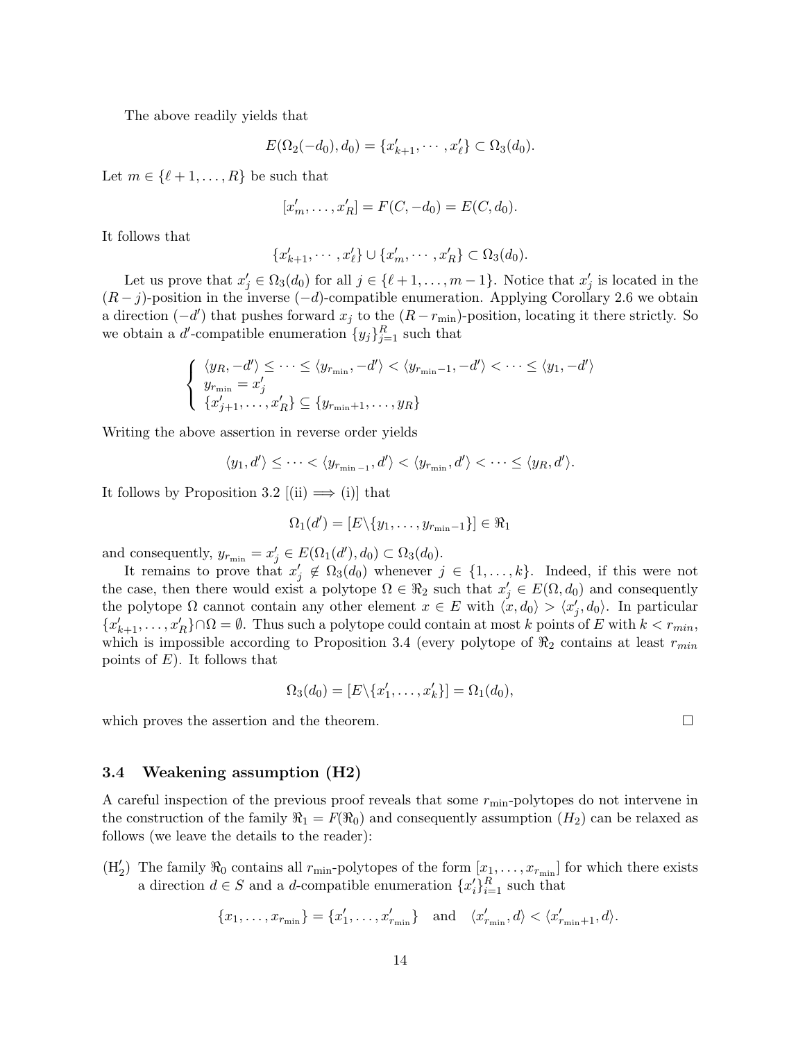The above readily yields that

$$E(\Omega_2(-d_0), d_0) = \{x'_{k+1}, \cdots, x'_\ell\} \subset \Omega_3(d_0).$$

Let $m \in \{\ell+1, \ldots, R\}$ be such that

$$[x'_m, \ldots, x'_R] = F(C, -d_0) = E(C, d_0).$$

It follows that

$$\{x'_{k+1}, \cdots, x'_\ell\} \cup \{x'_m, \cdots, x'_R\} \subset \Omega_3(d_0).$$

Let us prove that $x'_j \in \Omega_3(d_0)$ for all $j \in \{\ell+1, \ldots, m-1\}$. Notice that $x'_j$ is located in the $(R-j)$-position in the inverse $(-d)$-compatible enumeration. Applying Corollary 2.6 we obtain a direction $(-d')$ that pushes forward $x_j$ to the $(R - r_{\min})$-position, locating it there strictly. So we obtain a $d'$-compatible enumeration $\{y_j\}_{j=1}^R$ such that

$$\begin{cases} \langle y_R, -d'\rangle \le \cdots \le \langle y_{r_{\min}}, -d'\rangle < \langle y_{r_{\min}-1}, -d'\rangle < \cdots \le \langle y_1, -d'\rangle \\ y_{r_{\min}} = x'_j \\ \{x'_{j+1}, \ldots, x'_R\} \subseteq \{y_{r_{\min}+1}, \ldots, y_R\} \end{cases}$$

Writing the above assertion in reverse order yields

$$\langle y_1, d'\rangle \le \cdots < \langle y_{r_{\min}-1}, d'\rangle < \langle y_{r_{\min}}, d'\rangle < \cdots \le \langle y_R, d'\rangle.$$

It follows by Proposition 3.2 [(ii) $\Longrightarrow$ (i)] that

$$\Omega_1(d') = [E \backslash \{y_1, \ldots, y_{r_{\min}-1}\}] \in \Re_1$$

and consequently, $y_{r_{\min}} = x'_j \in E(\Omega_1(d'), d_0) \subset \Omega_3(d_0)$.

It remains to prove that $x'_j \notin \Omega_3(d_0)$ whenever $j \in \{1, \ldots, k\}$. Indeed, if this were not the case, then there would exist a polytope $\Omega \in \Re_2$ such that $x'_j \in E(\Omega, d_0)$ and consequently the polytope $\Omega$ cannot contain any other element $x \in E$ with $\langle x, d_0\rangle > \langle x'_j, d_0\rangle$. In particular $\{x'_{k+1}, \ldots, x'_R\} \cap \Omega = \emptyset$. Thus such a polytope could contain at most $k$ points of $E$ with $k < r_{min}$, which is impossible according to Proposition 3.4 (every polytope of $\Re_2$ contains at least $r_{min}$ points of $E$). It follows that

$$\Omega_3(d_0) = [E \backslash \{x'_1, \ldots, x'_k\}] = \Omega_1(d_0),$$

which proves the assertion and the theorem. □

### 3.4 Weakening assumption (H2)

A careful inspection of the previous proof reveals that some $r_{\min}$-polytopes do not intervene in the construction of the family $\Re_1 = F(\Re_0)$ and consequently assumption $(H_2)$ can be relaxed as follows (we leave the details to the reader):

(H$'_2$) The family $\Re_0$ contains all $r_{\min}$-polytopes of the form $[x_1, \ldots, x_{r_{\min}}]$ for which there exists a direction $d \in S$ and a $d$-compatible enumeration $\{x'_i\}_{i=1}^R$ such that

$$\{x_1, \ldots, x_{r_{\min}}\} = \{x'_1, \ldots, x'_{r_{\min}}\} \quad \text{and} \quad \langle x'_{r_{\min}}, d\rangle < \langle x'_{r_{\min}+1}, d\rangle.$$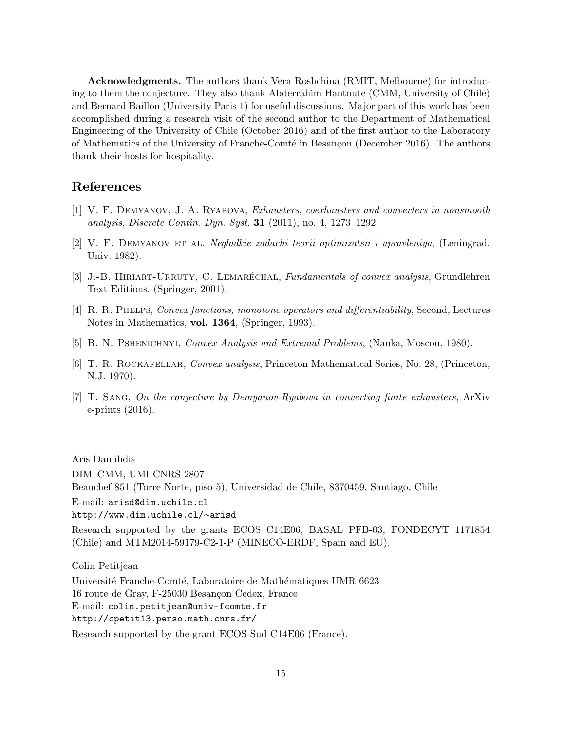**Acknowledgments.** The authors thank Vera Roshchina (RMIT, Melbourne) for introducing to them the conjecture. They also thank Abderrahim Hantoute (CMM, University of Chile) and Bernard Baillon (University Paris 1) for useful discussions. Major part of this work has been accomplished during a research visit of the second author to the Department of Mathematical Engineering of the University of Chile (October 2016) and of the first author to the Laboratory of Mathematics of the University of Franche-Comté in Besançon (December 2016). The authors thank their hosts for hospitality.

## References

[1] V. F. Demyanov, J. A. Ryabova, *Exhausters, coexhausters and converters in nonsmooth analysis*, *Discrete Contin. Dyn. Syst.* **31** (2011), no. 4, 1273–1292

[2] V. F. Demyanov et al. *Negladkie zadachi teorii optimizatsii i upravleniya*, (Leningrad. Univ. 1982).

[3] J.-B. Hiriart-Urruty, C. Lemaréchal, *Fundamentals of convex analysis*, Grundlehren Text Editions. (Springer, 2001).

[4] R. R. Phelps, *Convex functions, monotone operators and differentiability*, Second, Lectures Notes in Mathematics, **vol. 1364**, (Springer, 1993).

[5] B. N. Pshenichnyi, *Convex Analysis and Extremal Problems*, (Nauka, Moscou, 1980).

[6] T. R. Rockafellar, *Convex analysis*, Princeton Mathematical Series, No. 28, (Princeton, N.J. 1970).

[7] T. Sang, *On the conjecture by Demyanov-Ryabova in converting finite exhausters*, ArXiv e-prints (2016).

Aris Daniilidis

DIM–CMM, UMI CNRS 2807

Beauchef 851 (Torre Norte, piso 5), Universidad de Chile, 8370459, Santiago, Chile

E-mail: arisd@dim.uchile.cl

http://www.dim.uchile.cl/~arisd

Research supported by the grants ECOS C14E06, BASAL PFB-03, FONDECYT 1171854 (Chile) and MTM2014-59179-C2-1-P (MINECO-ERDF, Spain and EU).

Colin Petitjean

Université Franche-Comté, Laboratoire de Mathématiques UMR 6623

16 route de Gray, F-25030 Besançon Cedex, France

E-mail: colin.petitjean@univ-fcomte.fr

http://cpetit13.perso.math.cnrs.fr/

Research supported by the grant ECOS-Sud C14E06 (France).